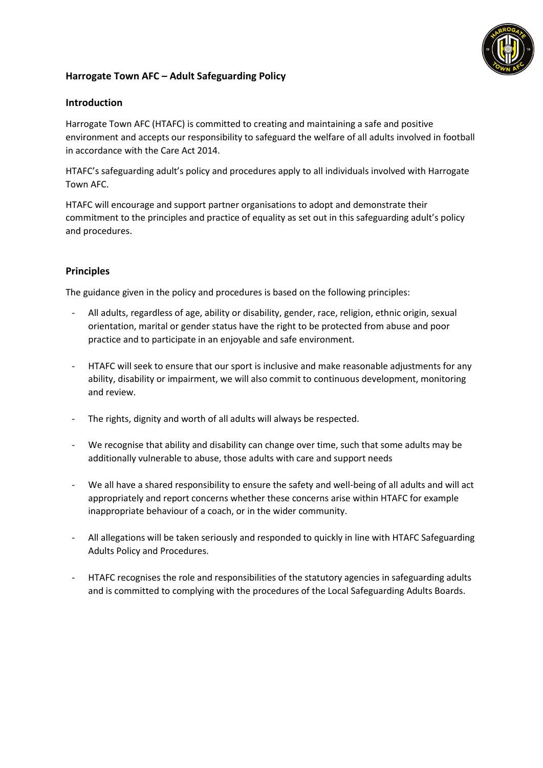## Harrogate Town AFC – Adult Safeguarding Policy

### Introduction

Harrogate Town AFC (HTAFC) is committed to creating and maintaining a safe and positive environment and accepts our responsibility to safeguard the welfare of all adults involved in football in accordance with the Care Act 2014.

HTAFC's safeguarding adult's policy and procedures apply to all individuals involved with Harrogate Town AFC.

HTAFC will encourage and support partner organisations to adopt and demonstrate their commitment to the principles and practice of equality as set out in this safeguarding adult's policy and procedures.

### Principles

The guidance given in the policy and procedures is based on the following principles:

- All adults, regardless of age, ability or disability, gender, race, religion, ethnic origin, sexual orientation, marital or gender status have the right to be protected from abuse and poor practice and to participate in an enjoyable and safe environment.

- HTAFC will seek to ensure that our sport is inclusive and make reasonable adjustments for any ability, disability or impairment, we will also commit to continuous development, monitoring and review.

- The rights, dignity and worth of all adults will always be respected.

- We recognise that ability and disability can change over time, such that some adults may be additionally vulnerable to abuse, those adults with care and support needs

- We all have a shared responsibility to ensure the safety and well-being of all adults and will act appropriately and report concerns whether these concerns arise within HTAFC for example inappropriate behaviour of a coach, or in the wider community.

- All allegations will be taken seriously and responded to quickly in line with HTAFC Safeguarding Adults Policy and Procedures.

- HTAFC recognises the role and responsibilities of the statutory agencies in safeguarding adults and is committed to complying with the procedures of the Local Safeguarding Adults Boards.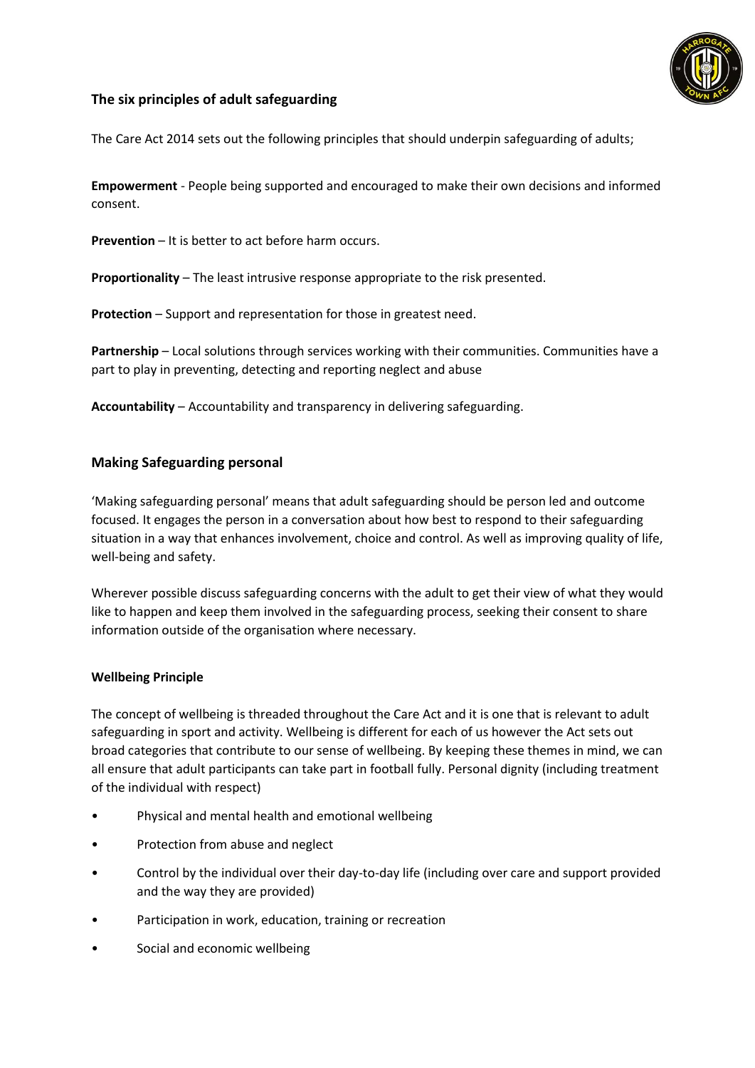## The six principles of adult safeguarding

The Care Act 2014 sets out the following principles that should underpin safeguarding of adults;

**Empowerment** - People being supported and encouraged to make their own decisions and informed consent.

**Prevention** – It is better to act before harm occurs.

**Proportionality** – The least intrusive response appropriate to the risk presented.

**Protection** – Support and representation for those in greatest need.

**Partnership** – Local solutions through services working with their communities. Communities have a part to play in preventing, detecting and reporting neglect and abuse

**Accountability** – Accountability and transparency in delivering safeguarding.

## Making Safeguarding personal

'Making safeguarding personal' means that adult safeguarding should be person led and outcome focused. It engages the person in a conversation about how best to respond to their safeguarding situation in a way that enhances involvement, choice and control. As well as improving quality of life, well-being and safety.

Wherever possible discuss safeguarding concerns with the adult to get their view of what they would like to happen and keep them involved in the safeguarding process, seeking their consent to share information outside of the organisation where necessary.

### Wellbeing Principle

The concept of wellbeing is threaded throughout the Care Act and it is one that is relevant to adult safeguarding in sport and activity. Wellbeing is different for each of us however the Act sets out broad categories that contribute to our sense of wellbeing. By keeping these themes in mind, we can all ensure that adult participants can take part in football fully. Personal dignity (including treatment of the individual with respect)

- Physical and mental health and emotional wellbeing
- Protection from abuse and neglect
- Control by the individual over their day-to-day life (including over care and support provided and the way they are provided)
- Participation in work, education, training or recreation
- Social and economic wellbeing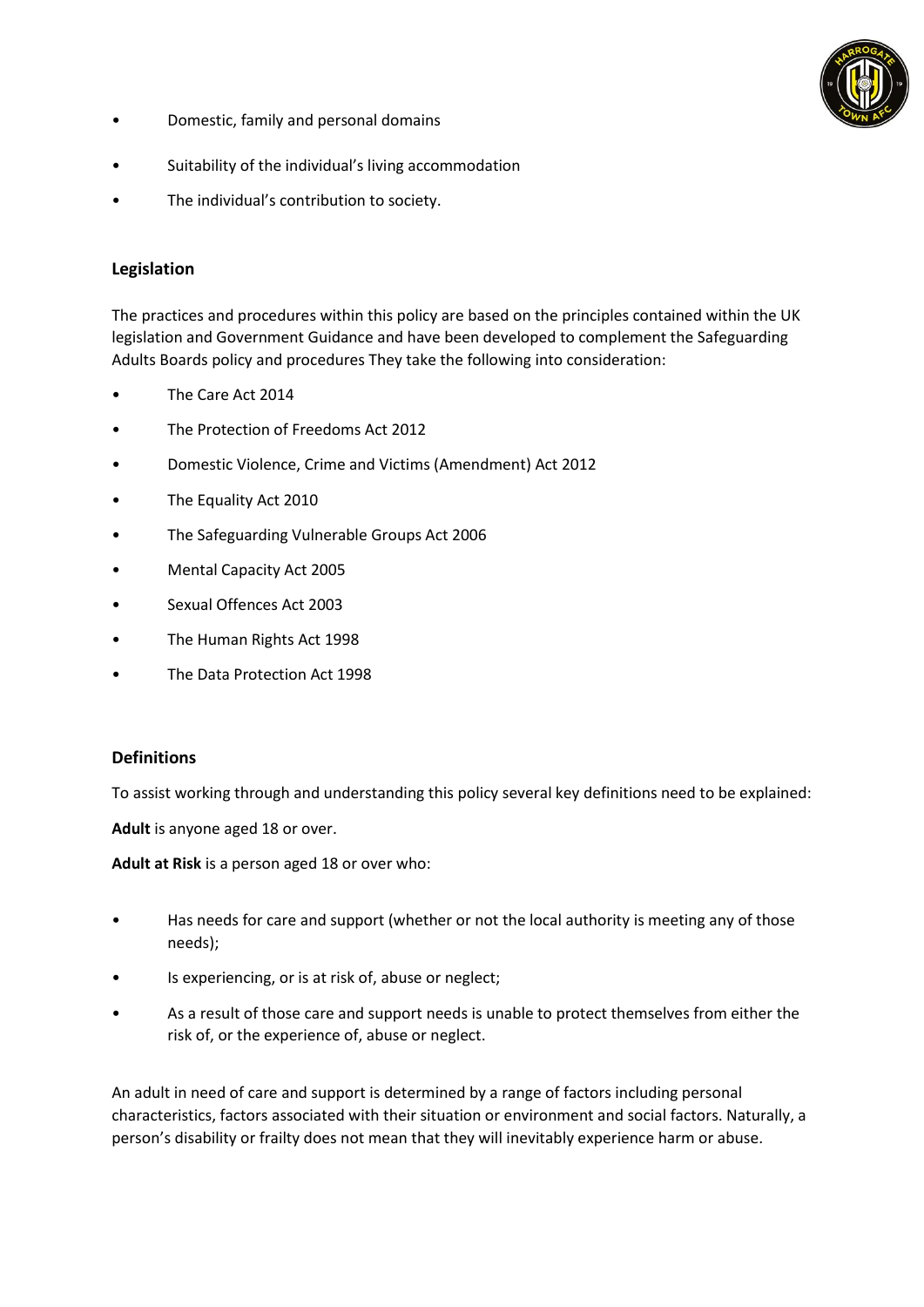- Domestic, family and personal domains
- Suitability of the individual's living accommodation
- The individual's contribution to society.

## Legislation

The practices and procedures within this policy are based on the principles contained within the UK legislation and Government Guidance and have been developed to complement the Safeguarding Adults Boards policy and procedures They take the following into consideration:

- The Care Act 2014
- The Protection of Freedoms Act 2012
- Domestic Violence, Crime and Victims (Amendment) Act 2012
- The Equality Act 2010
- The Safeguarding Vulnerable Groups Act 2006
- Mental Capacity Act 2005
- Sexual Offences Act 2003
- The Human Rights Act 1998
- The Data Protection Act 1998

## Definitions

To assist working through and understanding this policy several key definitions need to be explained:

**Adult** is anyone aged 18 or over.

**Adult at Risk** is a person aged 18 or over who:

- Has needs for care and support (whether or not the local authority is meeting any of those needs);
- Is experiencing, or is at risk of, abuse or neglect;
- As a result of those care and support needs is unable to protect themselves from either the risk of, or the experience of, abuse or neglect.

An adult in need of care and support is determined by a range of factors including personal characteristics, factors associated with their situation or environment and social factors. Naturally, a person's disability or frailty does not mean that they will inevitably experience harm or abuse.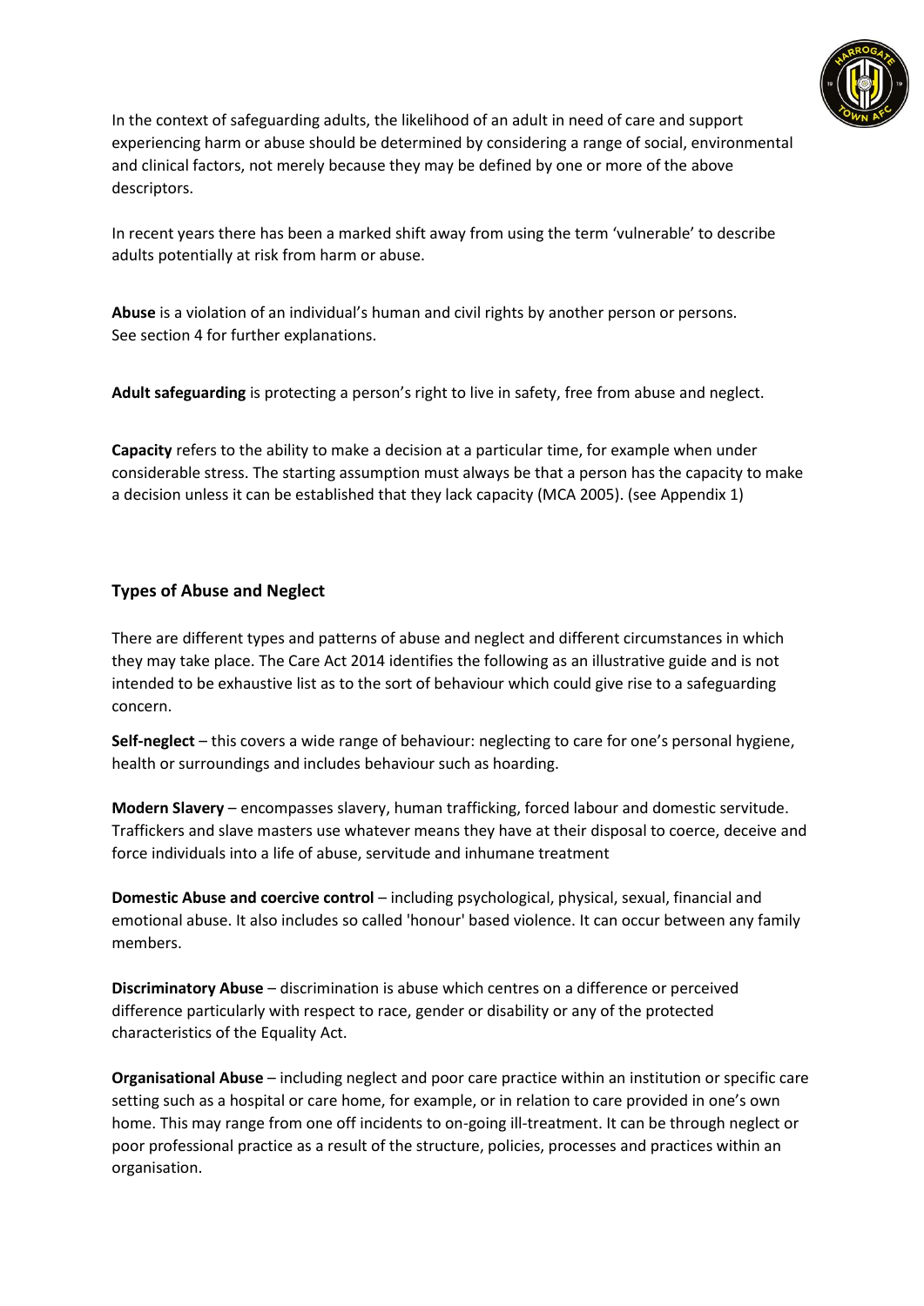In the context of safeguarding adults, the likelihood of an adult in need of care and support experiencing harm or abuse should be determined by considering a range of social, environmental and clinical factors, not merely because they may be defined by one or more of the above descriptors.

In recent years there has been a marked shift away from using the term 'vulnerable' to describe adults potentially at risk from harm or abuse.

**Abuse** is a violation of an individual's human and civil rights by another person or persons. See section 4 for further explanations.

**Adult safeguarding** is protecting a person's right to live in safety, free from abuse and neglect.

**Capacity** refers to the ability to make a decision at a particular time, for example when under considerable stress. The starting assumption must always be that a person has the capacity to make a decision unless it can be established that they lack capacity (MCA 2005). (see Appendix 1)

### Types of Abuse and Neglect

There are different types and patterns of abuse and neglect and different circumstances in which they may take place. The Care Act 2014 identifies the following as an illustrative guide and is not intended to be exhaustive list as to the sort of behaviour which could give rise to a safeguarding concern.

**Self-neglect** – this covers a wide range of behaviour: neglecting to care for one's personal hygiene, health or surroundings and includes behaviour such as hoarding.

**Modern Slavery** – encompasses slavery, human trafficking, forced labour and domestic servitude. Traffickers and slave masters use whatever means they have at their disposal to coerce, deceive and force individuals into a life of abuse, servitude and inhumane treatment

**Domestic Abuse and coercive control** – including psychological, physical, sexual, financial and emotional abuse. It also includes so called 'honour' based violence. It can occur between any family members.

**Discriminatory Abuse** – discrimination is abuse which centres on a difference or perceived difference particularly with respect to race, gender or disability or any of the protected characteristics of the Equality Act.

**Organisational Abuse** – including neglect and poor care practice within an institution or specific care setting such as a hospital or care home, for example, or in relation to care provided in one's own home. This may range from one off incidents to on-going ill-treatment. It can be through neglect or poor professional practice as a result of the structure, policies, processes and practices within an organisation.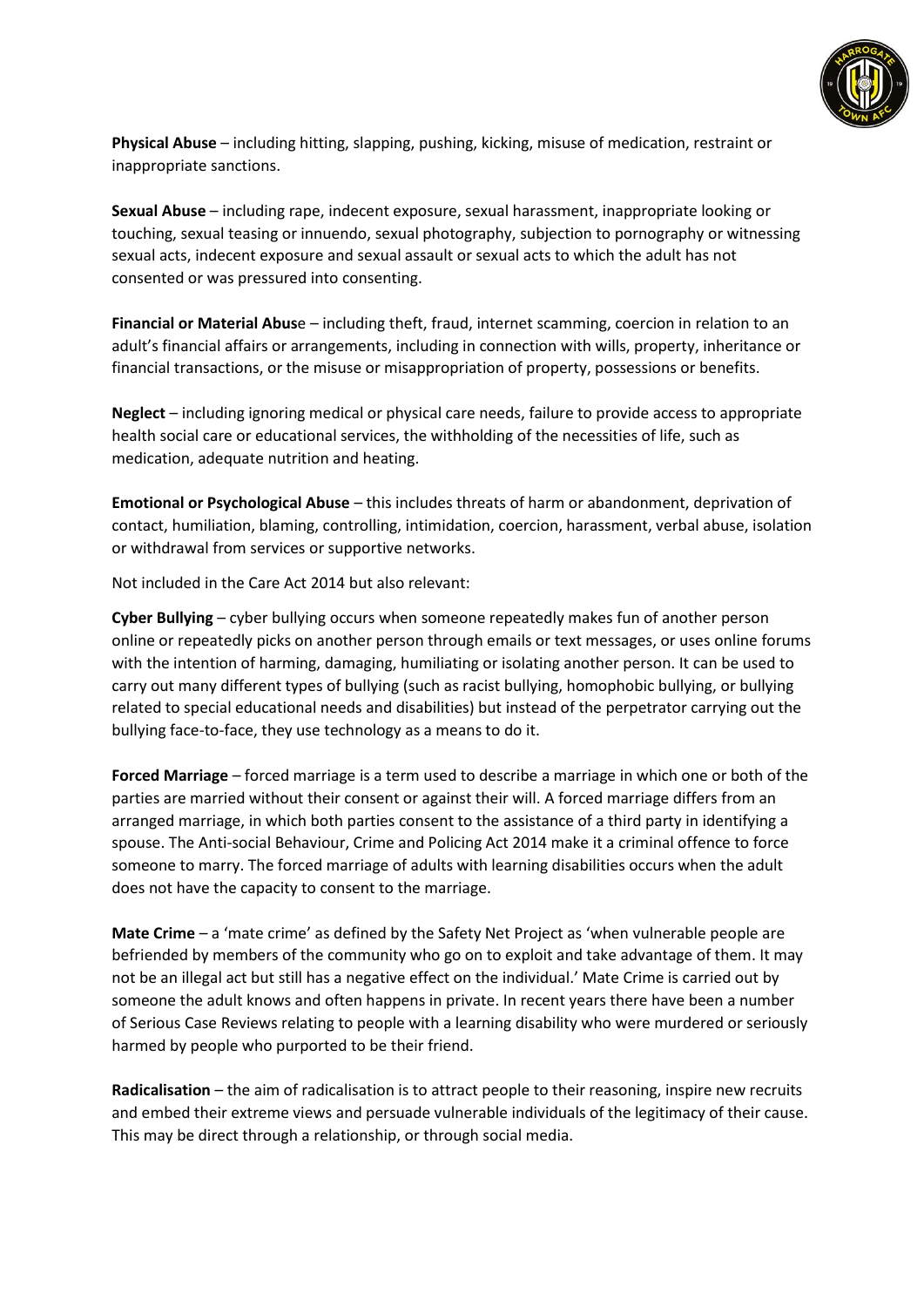**Physical Abuse** – including hitting, slapping, pushing, kicking, misuse of medication, restraint or inappropriate sanctions.

**Sexual Abuse** – including rape, indecent exposure, sexual harassment, inappropriate looking or touching, sexual teasing or innuendo, sexual photography, subjection to pornography or witnessing sexual acts, indecent exposure and sexual assault or sexual acts to which the adult has not consented or was pressured into consenting.

**Financial or Material Abus**e – including theft, fraud, internet scamming, coercion in relation to an adult's financial affairs or arrangements, including in connection with wills, property, inheritance or financial transactions, or the misuse or misappropriation of property, possessions or benefits.

**Neglect** – including ignoring medical or physical care needs, failure to provide access to appropriate health social care or educational services, the withholding of the necessities of life, such as medication, adequate nutrition and heating.

**Emotional or Psychological Abuse** – this includes threats of harm or abandonment, deprivation of contact, humiliation, blaming, controlling, intimidation, coercion, harassment, verbal abuse, isolation or withdrawal from services or supportive networks.

Not included in the Care Act 2014 but also relevant:

**Cyber Bullying** – cyber bullying occurs when someone repeatedly makes fun of another person online or repeatedly picks on another person through emails or text messages, or uses online forums with the intention of harming, damaging, humiliating or isolating another person. It can be used to carry out many different types of bullying (such as racist bullying, homophobic bullying, or bullying related to special educational needs and disabilities) but instead of the perpetrator carrying out the bullying face-to-face, they use technology as a means to do it.

**Forced Marriage** – forced marriage is a term used to describe a marriage in which one or both of the parties are married without their consent or against their will. A forced marriage differs from an arranged marriage, in which both parties consent to the assistance of a third party in identifying a spouse. The Anti-social Behaviour, Crime and Policing Act 2014 make it a criminal offence to force someone to marry. The forced marriage of adults with learning disabilities occurs when the adult does not have the capacity to consent to the marriage.

**Mate Crime** – a 'mate crime' as defined by the Safety Net Project as 'when vulnerable people are befriended by members of the community who go on to exploit and take advantage of them. It may not be an illegal act but still has a negative effect on the individual.' Mate Crime is carried out by someone the adult knows and often happens in private. In recent years there have been a number of Serious Case Reviews relating to people with a learning disability who were murdered or seriously harmed by people who purported to be their friend.

**Radicalisation** – the aim of radicalisation is to attract people to their reasoning, inspire new recruits and embed their extreme views and persuade vulnerable individuals of the legitimacy of their cause. This may be direct through a relationship, or through social media.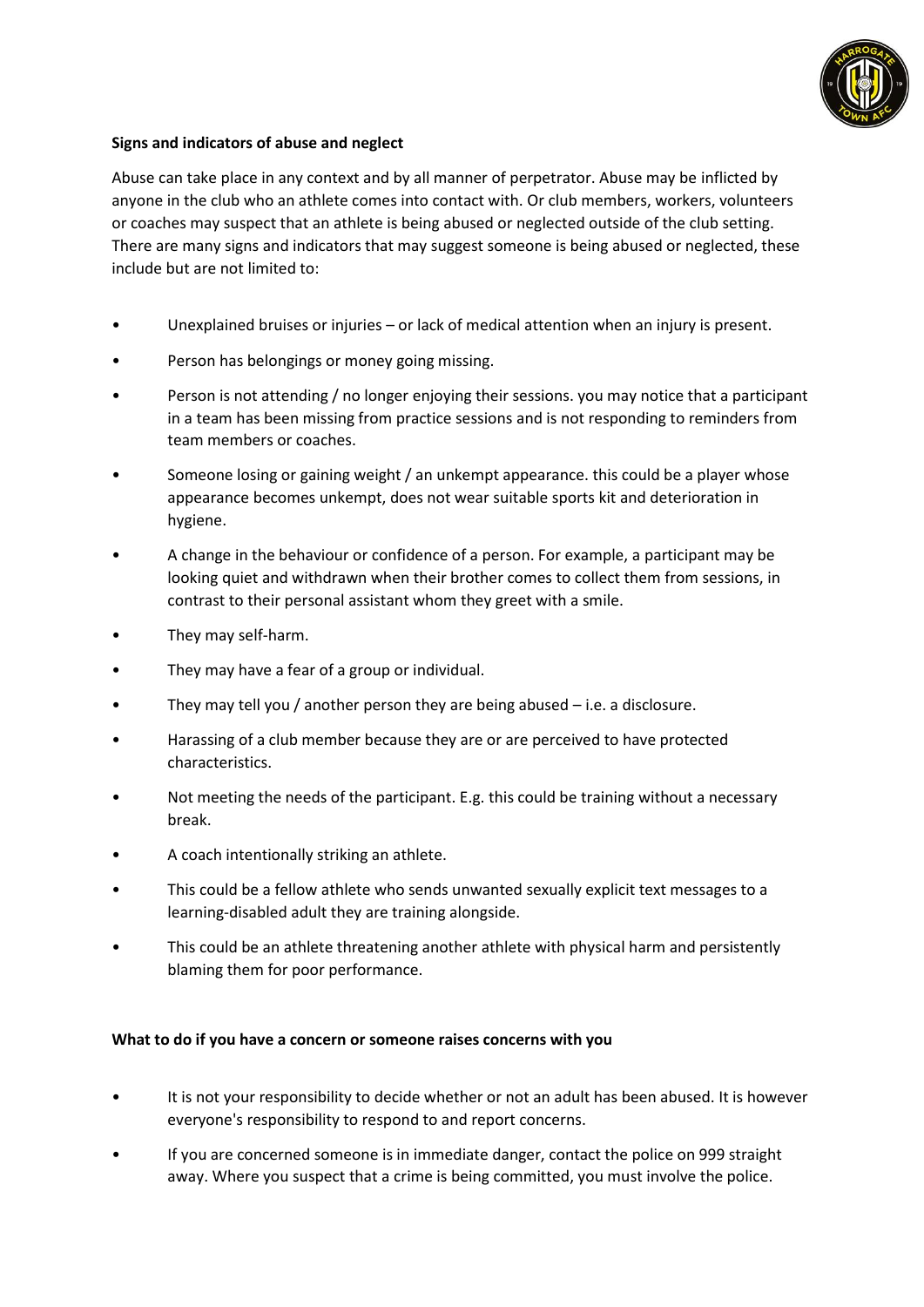**Signs and indicators of abuse and neglect**

Abuse can take place in any context and by all manner of perpetrator. Abuse may be inflicted by anyone in the club who an athlete comes into contact with. Or club members, workers, volunteers or coaches may suspect that an athlete is being abused or neglected outside of the club setting. There are many signs and indicators that may suggest someone is being abused or neglected, these include but are not limited to:

- Unexplained bruises or injuries – or lack of medical attention when an injury is present.
- Person has belongings or money going missing.
- Person is not attending / no longer enjoying their sessions. you may notice that a participant in a team has been missing from practice sessions and is not responding to reminders from team members or coaches.
- Someone losing or gaining weight / an unkempt appearance. this could be a player whose appearance becomes unkempt, does not wear suitable sports kit and deterioration in hygiene.
- A change in the behaviour or confidence of a person. For example, a participant may be looking quiet and withdrawn when their brother comes to collect them from sessions, in contrast to their personal assistant whom they greet with a smile.
- They may self-harm.
- They may have a fear of a group or individual.
- They may tell you / another person they are being abused – i.e. a disclosure.
- Harassing of a club member because they are or are perceived to have protected characteristics.
- Not meeting the needs of the participant. E.g. this could be training without a necessary break.
- A coach intentionally striking an athlete.
- This could be a fellow athlete who sends unwanted sexually explicit text messages to a learning-disabled adult they are training alongside.
- This could be an athlete threatening another athlete with physical harm and persistently blaming them for poor performance.

**What to do if you have a concern or someone raises concerns with you**

- It is not your responsibility to decide whether or not an adult has been abused. It is however everyone's responsibility to respond to and report concerns.
- If you are concerned someone is in immediate danger, contact the police on 999 straight away. Where you suspect that a crime is being committed, you must involve the police.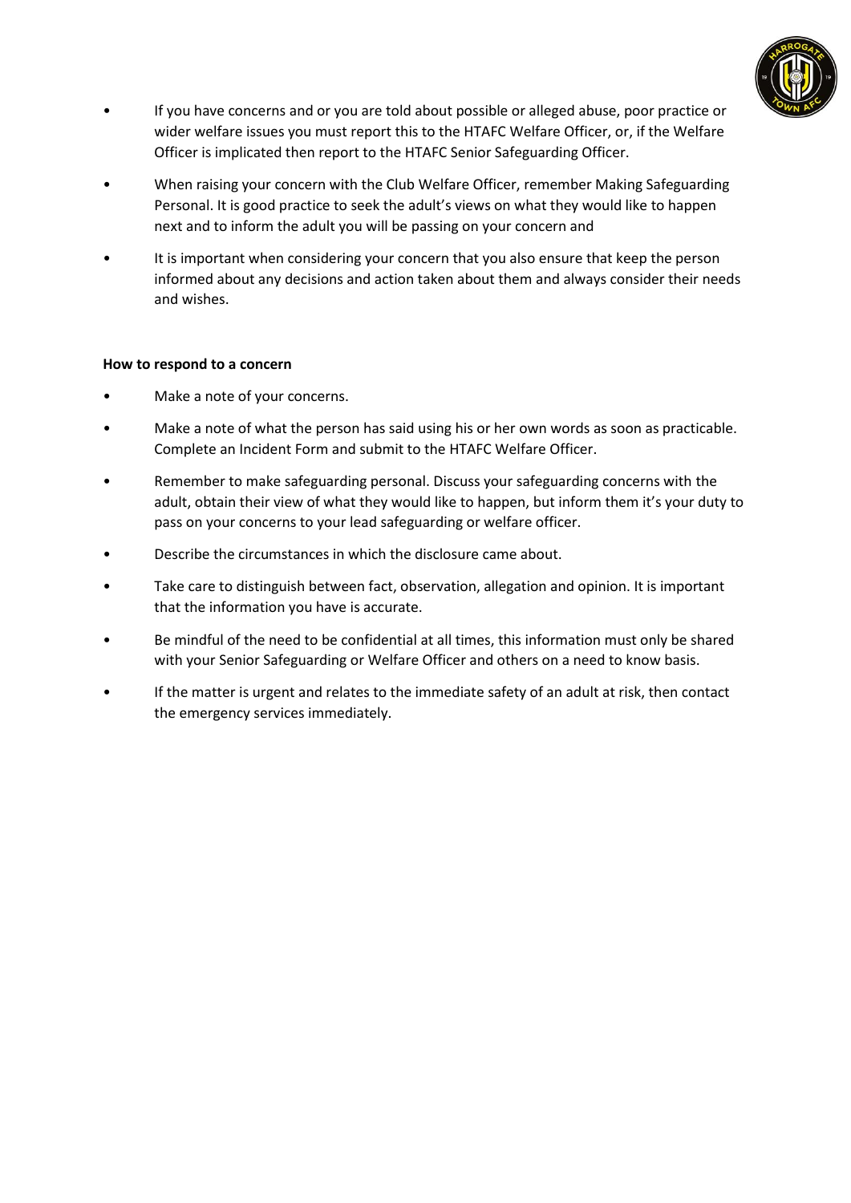- If you have concerns and or you are told about possible or alleged abuse, poor practice or wider welfare issues you must report this to the HTAFC Welfare Officer, or, if the Welfare Officer is implicated then report to the HTAFC Senior Safeguarding Officer.
- When raising your concern with the Club Welfare Officer, remember Making Safeguarding Personal. It is good practice to seek the adult's views on what they would like to happen next and to inform the adult you will be passing on your concern and
- It is important when considering your concern that you also ensure that keep the person informed about any decisions and action taken about them and always consider their needs and wishes.

**How to respond to a concern**

- Make a note of your concerns.
- Make a note of what the person has said using his or her own words as soon as practicable. Complete an Incident Form and submit to the HTAFC Welfare Officer.
- Remember to make safeguarding personal. Discuss your safeguarding concerns with the adult, obtain their view of what they would like to happen, but inform them it's your duty to pass on your concerns to your lead safeguarding or welfare officer.
- Describe the circumstances in which the disclosure came about.
- Take care to distinguish between fact, observation, allegation and opinion. It is important that the information you have is accurate.
- Be mindful of the need to be confidential at all times, this information must only be shared with your Senior Safeguarding or Welfare Officer and others on a need to know basis.
- If the matter is urgent and relates to the immediate safety of an adult at risk, then contact the emergency services immediately.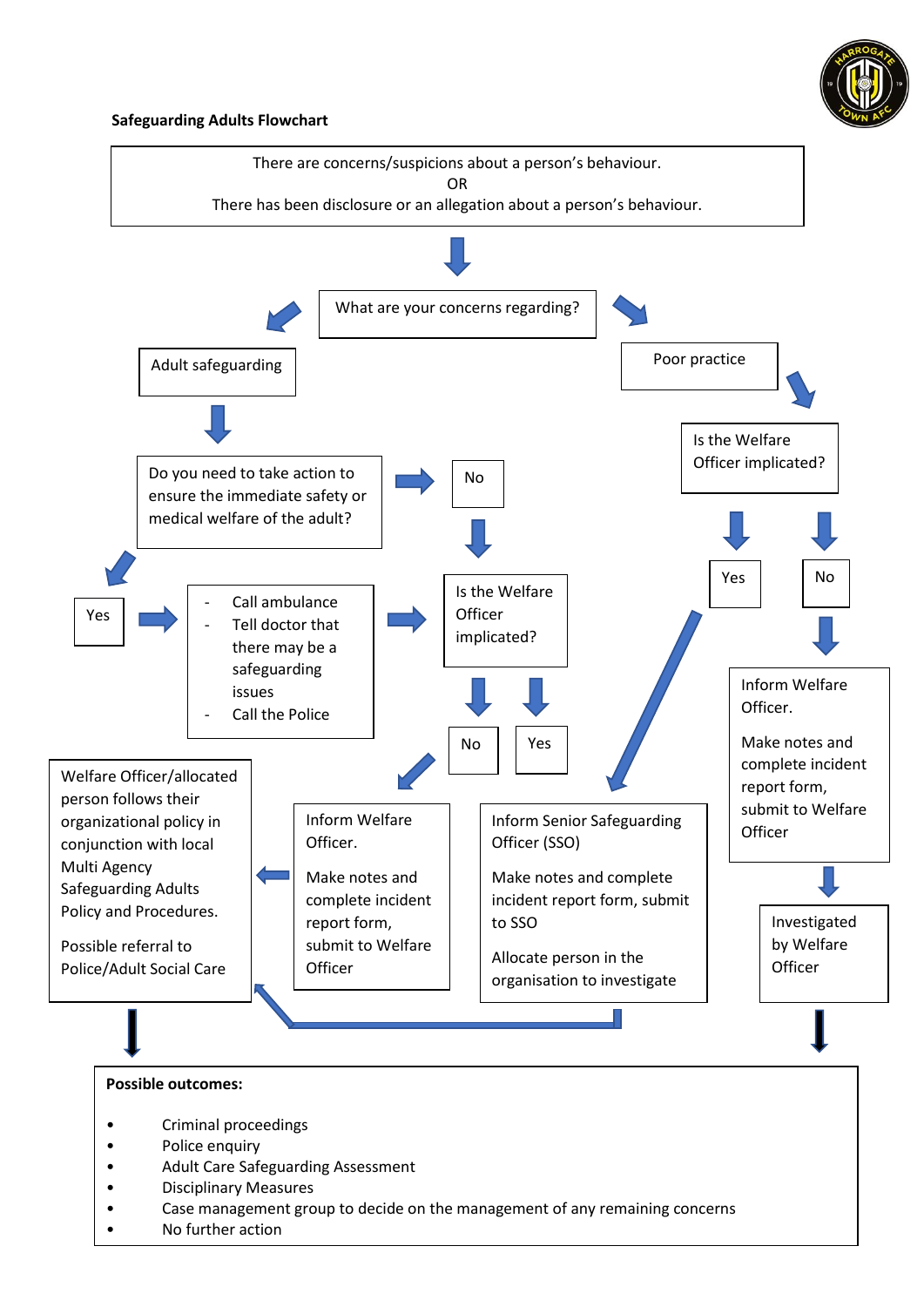**Safeguarding Adults Flowchart**

There are concerns/suspicions about a person's behaviour.
OR
There has been disclosure or an allegation about a person's behaviour.

What are your concerns regarding?

Adult safeguarding

Do you need to take action to ensure the immediate safety or medical welfare of the adult?

Yes

- Call ambulance
- Tell doctor that there may be a safeguarding issues
- Call the Police

No

Is the Welfare Officer implicated?

No

Yes

Welfare Officer/allocated person follows their organizational policy in conjunction with local Multi Agency Safeguarding Adults Policy and Procedures.

Possible referral to Police/Adult Social Care

Inform Welfare Officer.

Make notes and complete incident report form, submit to Welfare Officer

Inform Senior Safeguarding Officer (SSO)

Make notes and complete incident report form, submit to SSO

Allocate person in the organisation to investigate

Poor practice

Is the Welfare Officer implicated?

Yes

No

Inform Welfare Officer.

Make notes and complete incident report form, submit to Welfare Officer

Investigated by Welfare Officer

**Possible outcomes:**

- Criminal proceedings
- Police enquiry
- Adult Care Safeguarding Assessment
- Disciplinary Measures
- Case management group to decide on the management of any remaining concerns
- No further action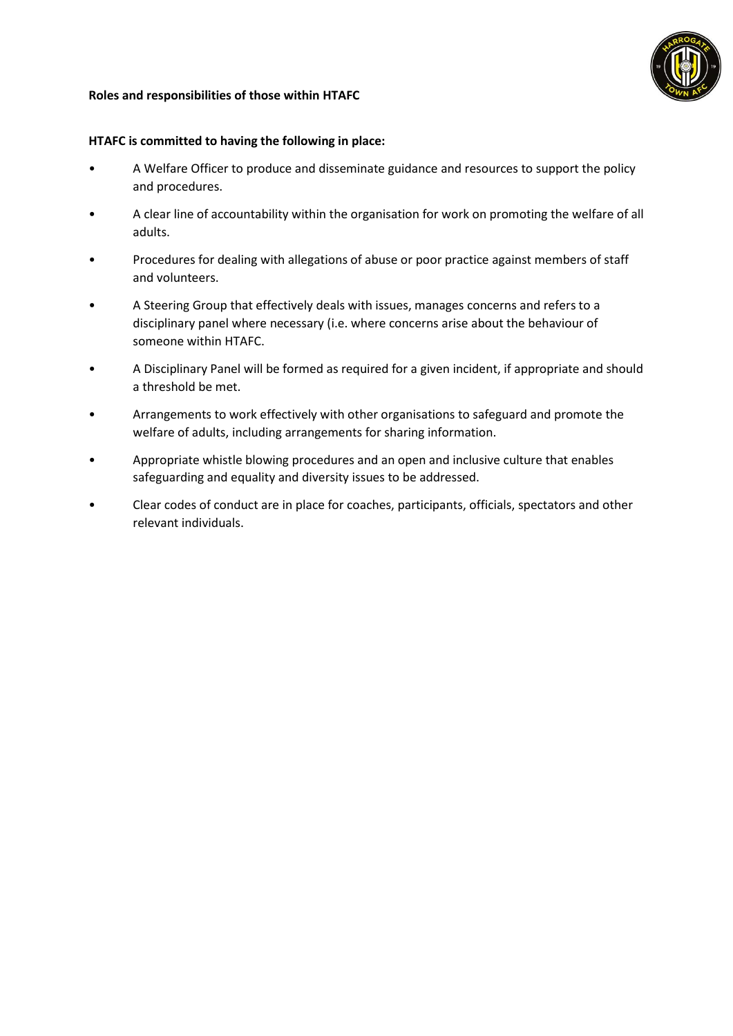**Roles and responsibilities of those within HTAFC**

**HTAFC is committed to having the following in place:**

- A Welfare Officer to produce and disseminate guidance and resources to support the policy and procedures.
- A clear line of accountability within the organisation for work on promoting the welfare of all adults.
- Procedures for dealing with allegations of abuse or poor practice against members of staff and volunteers.
- A Steering Group that effectively deals with issues, manages concerns and refers to a disciplinary panel where necessary (i.e. where concerns arise about the behaviour of someone within HTAFC.
- A Disciplinary Panel will be formed as required for a given incident, if appropriate and should a threshold be met.
- Arrangements to work effectively with other organisations to safeguard and promote the welfare of adults, including arrangements for sharing information.
- Appropriate whistle blowing procedures and an open and inclusive culture that enables safeguarding and equality and diversity issues to be addressed.
- Clear codes of conduct are in place for coaches, participants, officials, spectators and other relevant individuals.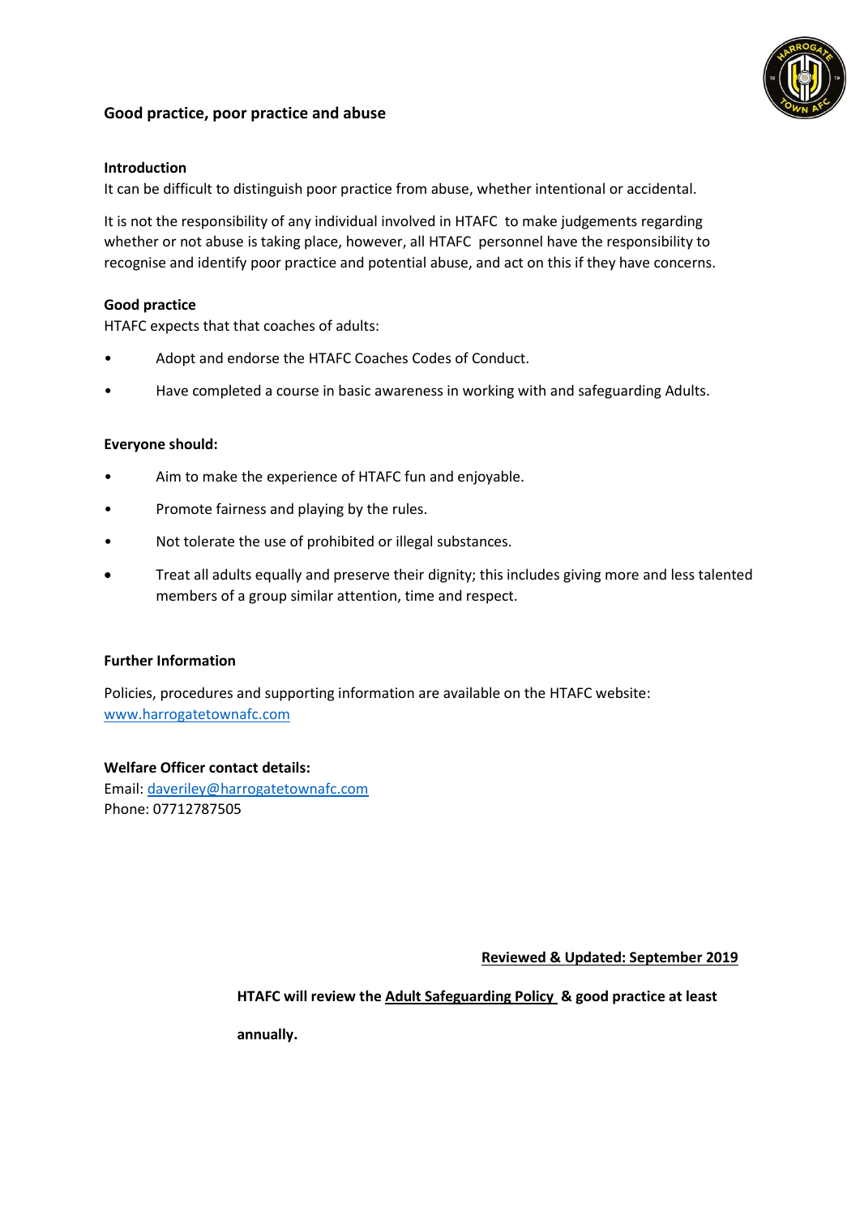## Good practice, poor practice and abuse

**Introduction**

It can be difficult to distinguish poor practice from abuse, whether intentional or accidental.

It is not the responsibility of any individual involved in HTAFC to make judgements regarding whether or not abuse is taking place, however, all HTAFC personnel have the responsibility to recognise and identify poor practice and potential abuse, and act on this if they have concerns.

**Good practice**

HTAFC expects that that coaches of adults:

- Adopt and endorse the HTAFC Coaches Codes of Conduct.
- Have completed a course in basic awareness in working with and safeguarding Adults.

**Everyone should:**

- Aim to make the experience of HTAFC fun and enjoyable.
- Promote fairness and playing by the rules.
- Not tolerate the use of prohibited or illegal substances.
- Treat all adults equally and preserve their dignity; this includes giving more and less talented members of a group similar attention, time and respect.

**Further Information**

Policies, procedures and supporting information are available on the HTAFC website: [www.harrogatetownafc.com](http://www.harrogatetownafc.com)

**Welfare Officer contact details:**
Email: [daveriley@harrogatetownafc.com](mailto:daveriley@harrogatetownafc.com)
Phone: 07712787505

**Reviewed & Updated: September 2019**

**HTAFC will review the Adult Safeguarding Policy & good practice at least annually.**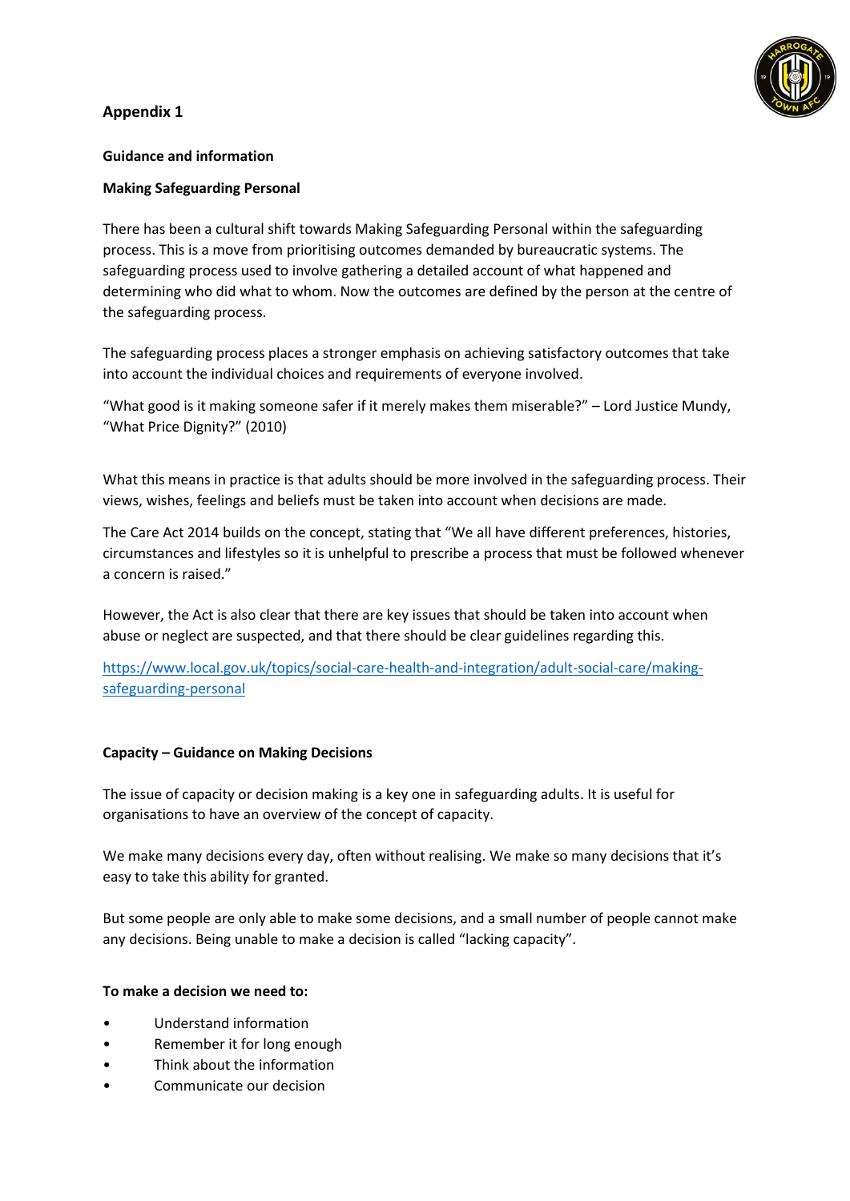## Appendix 1

**Guidance and information**

**Making Safeguarding Personal**

There has been a cultural shift towards Making Safeguarding Personal within the safeguarding process. This is a move from prioritising outcomes demanded by bureaucratic systems. The safeguarding process used to involve gathering a detailed account of what happened and determining who did what to whom. Now the outcomes are defined by the person at the centre of the safeguarding process.

The safeguarding process places a stronger emphasis on achieving satisfactory outcomes that take into account the individual choices and requirements of everyone involved.

"What good is it making someone safer if it merely makes them miserable?" – Lord Justice Mundy, "What Price Dignity?" (2010)

What this means in practice is that adults should be more involved in the safeguarding process. Their views, wishes, feelings and beliefs must be taken into account when decisions are made.

The Care Act 2014 builds on the concept, stating that "We all have different preferences, histories, circumstances and lifestyles so it is unhelpful to prescribe a process that must be followed whenever a concern is raised."

However, the Act is also clear that there are key issues that should be taken into account when abuse or neglect are suspected, and that there should be clear guidelines regarding this.

[https://www.local.gov.uk/topics/social-care-health-and-integration/adult-social-care/making-safeguarding-personal](https://www.local.gov.uk/topics/social-care-health-and-integration/adult-social-care/making-safeguarding-personal)

**Capacity – Guidance on Making Decisions**

The issue of capacity or decision making is a key one in safeguarding adults. It is useful for organisations to have an overview of the concept of capacity.

We make many decisions every day, often without realising. We make so many decisions that it's easy to take this ability for granted.

But some people are only able to make some decisions, and a small number of people cannot make any decisions. Being unable to make a decision is called "lacking capacity".

**To make a decision we need to:**

- Understand information
- Remember it for long enough
- Think about the information
- Communicate our decision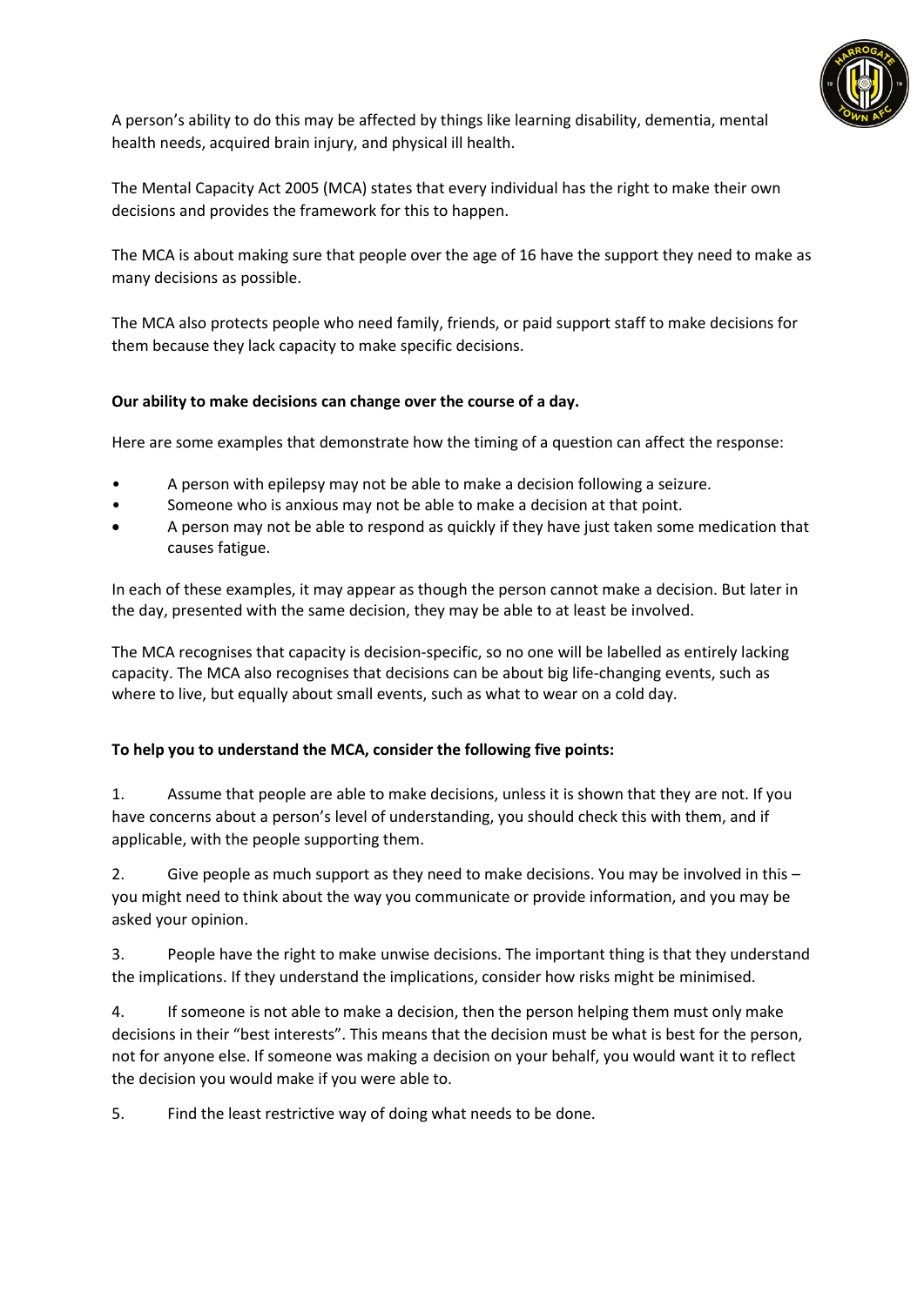A person's ability to do this may be affected by things like learning disability, dementia, mental health needs, acquired brain injury, and physical ill health.

The Mental Capacity Act 2005 (MCA) states that every individual has the right to make their own decisions and provides the framework for this to happen.

The MCA is about making sure that people over the age of 16 have the support they need to make as many decisions as possible.

The MCA also protects people who need family, friends, or paid support staff to make decisions for them because they lack capacity to make specific decisions.

**Our ability to make decisions can change over the course of a day.**

Here are some examples that demonstrate how the timing of a question can affect the response:

- A person with epilepsy may not be able to make a decision following a seizure.
- Someone who is anxious may not be able to make a decision at that point.
- A person may not be able to respond as quickly if they have just taken some medication that causes fatigue.

In each of these examples, it may appear as though the person cannot make a decision. But later in the day, presented with the same decision, they may be able to at least be involved.

The MCA recognises that capacity is decision-specific, so no one will be labelled as entirely lacking capacity. The MCA also recognises that decisions can be about big life-changing events, such as where to live, but equally about small events, such as what to wear on a cold day.

**To help you to understand the MCA, consider the following five points:**

1. Assume that people are able to make decisions, unless it is shown that they are not. If you have concerns about a person's level of understanding, you should check this with them, and if applicable, with the people supporting them.

2. Give people as much support as they need to make decisions. You may be involved in this – you might need to think about the way you communicate or provide information, and you may be asked your opinion.

3. People have the right to make unwise decisions. The important thing is that they understand the implications. If they understand the implications, consider how risks might be minimised.

4. If someone is not able to make a decision, then the person helping them must only make decisions in their "best interests". This means that the decision must be what is best for the person, not for anyone else. If someone was making a decision on your behalf, you would want it to reflect the decision you would make if you were able to.

5. Find the least restrictive way of doing what needs to be done.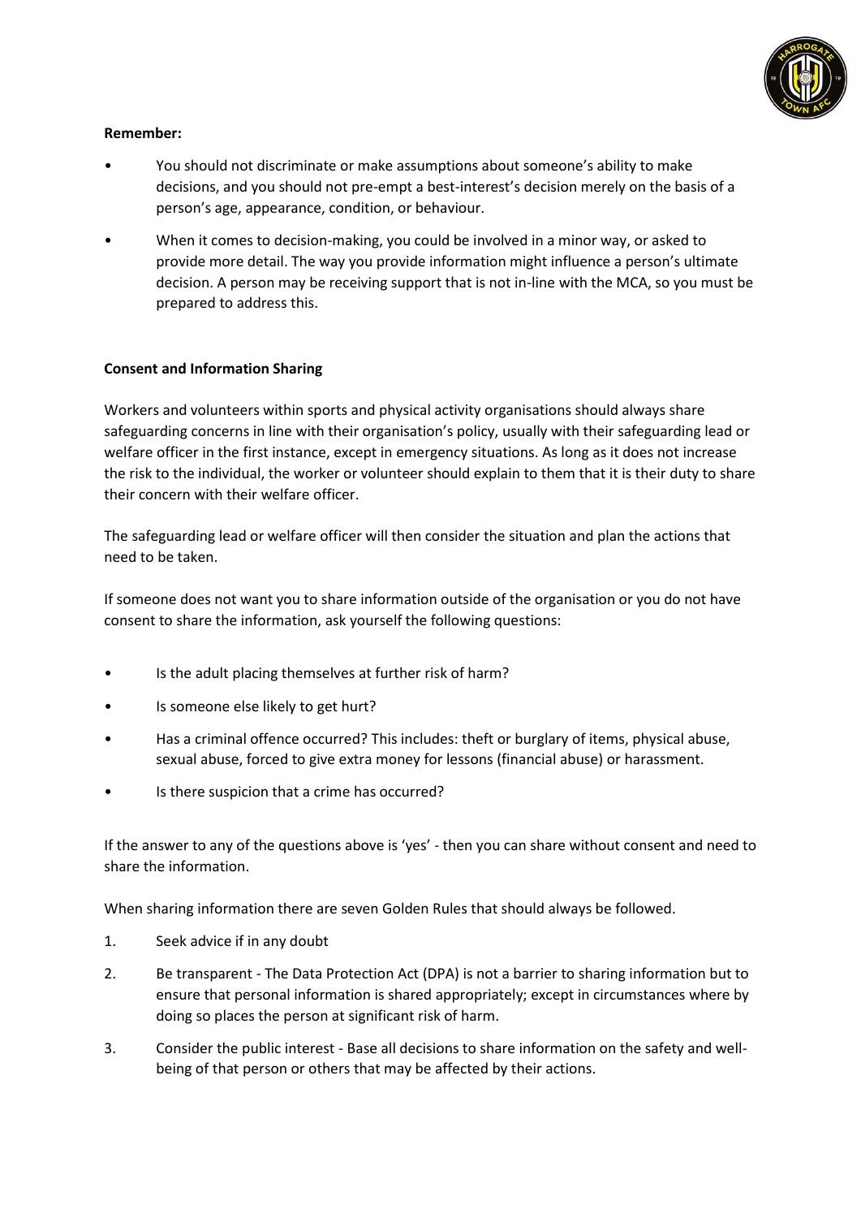**Remember:**

- You should not discriminate or make assumptions about someone's ability to make decisions, and you should not pre-empt a best-interest's decision merely on the basis of a person's age, appearance, condition, or behaviour.
- When it comes to decision-making, you could be involved in a minor way, or asked to provide more detail. The way you provide information might influence a person's ultimate decision. A person may be receiving support that is not in-line with the MCA, so you must be prepared to address this.

**Consent and Information Sharing**

Workers and volunteers within sports and physical activity organisations should always share safeguarding concerns in line with their organisation's policy, usually with their safeguarding lead or welfare officer in the first instance, except in emergency situations. As long as it does not increase the risk to the individual, the worker or volunteer should explain to them that it is their duty to share their concern with their welfare officer.

The safeguarding lead or welfare officer will then consider the situation and plan the actions that need to be taken.

If someone does not want you to share information outside of the organisation or you do not have consent to share the information, ask yourself the following questions:

- Is the adult placing themselves at further risk of harm?
- Is someone else likely to get hurt?
- Has a criminal offence occurred? This includes: theft or burglary of items, physical abuse, sexual abuse, forced to give extra money for lessons (financial abuse) or harassment.
- Is there suspicion that a crime has occurred?

If the answer to any of the questions above is 'yes' - then you can share without consent and need to share the information.

When sharing information there are seven Golden Rules that should always be followed.

1. Seek advice if in any doubt
2. Be transparent - The Data Protection Act (DPA) is not a barrier to sharing information but to ensure that personal information is shared appropriately; except in circumstances where by doing so places the person at significant risk of harm.
3. Consider the public interest - Base all decisions to share information on the safety and well-being of that person or others that may be affected by their actions.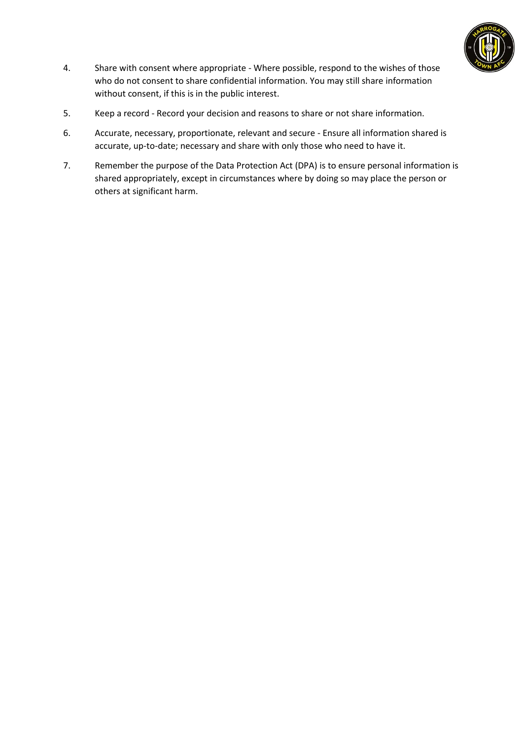4. Share with consent where appropriate - Where possible, respond to the wishes of those who do not consent to share confidential information. You may still share information without consent, if this is in the public interest.

5. Keep a record - Record your decision and reasons to share or not share information.

6. Accurate, necessary, proportionate, relevant and secure - Ensure all information shared is accurate, up-to-date; necessary and share with only those who need to have it.

7. Remember the purpose of the Data Protection Act (DPA) is to ensure personal information is shared appropriately, except in circumstances where by doing so may place the person or others at significant harm.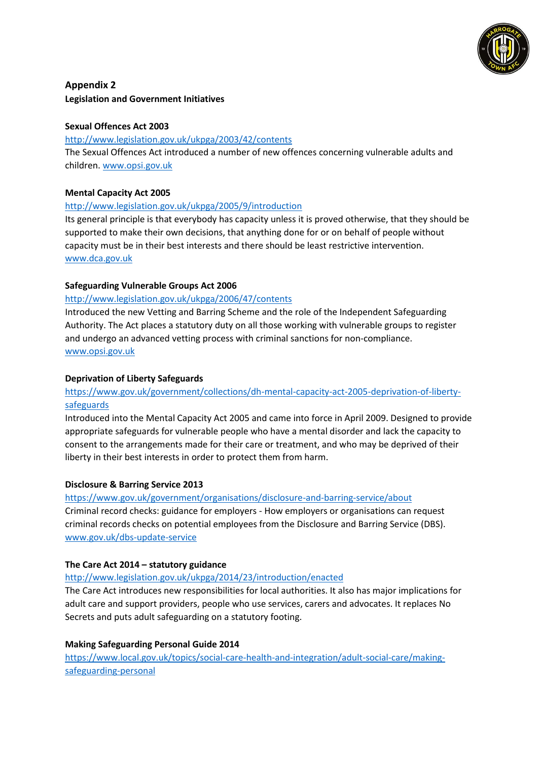## Appendix 2

**Legislation and Government Initiatives**

**Sexual Offences Act 2003**

http://www.legislation.gov.uk/ukpga/2003/42/contents

The Sexual Offences Act introduced a number of new offences concerning vulnerable adults and children. www.opsi.gov.uk

**Mental Capacity Act 2005**

http://www.legislation.gov.uk/ukpga/2005/9/introduction

Its general principle is that everybody has capacity unless it is proved otherwise, that they should be supported to make their own decisions, that anything done for or on behalf of people without capacity must be in their best interests and there should be least restrictive intervention. www.dca.gov.uk

**Safeguarding Vulnerable Groups Act 2006**

http://www.legislation.gov.uk/ukpga/2006/47/contents

Introduced the new Vetting and Barring Scheme and the role of the Independent Safeguarding Authority. The Act places a statutory duty on all those working with vulnerable groups to register and undergo an advanced vetting process with criminal sanctions for non-compliance. www.opsi.gov.uk

**Deprivation of Liberty Safeguards**

https://www.gov.uk/government/collections/dh-mental-capacity-act-2005-deprivation-of-liberty-safeguards

Introduced into the Mental Capacity Act 2005 and came into force in April 2009. Designed to provide appropriate safeguards for vulnerable people who have a mental disorder and lack the capacity to consent to the arrangements made for their care or treatment, and who may be deprived of their liberty in their best interests in order to protect them from harm.

**Disclosure & Barring Service 2013**

https://www.gov.uk/government/organisations/disclosure-and-barring-service/about

Criminal record checks: guidance for employers - How employers or organisations can request criminal records checks on potential employees from the Disclosure and Barring Service (DBS). www.gov.uk/dbs-update-service

**The Care Act 2014 – statutory guidance**

http://www.legislation.gov.uk/ukpga/2014/23/introduction/enacted

The Care Act introduces new responsibilities for local authorities. It also has major implications for adult care and support providers, people who use services, carers and advocates. It replaces No Secrets and puts adult safeguarding on a statutory footing.

**Making Safeguarding Personal Guide 2014**

https://www.local.gov.uk/topics/social-care-health-and-integration/adult-social-care/making-safeguarding-personal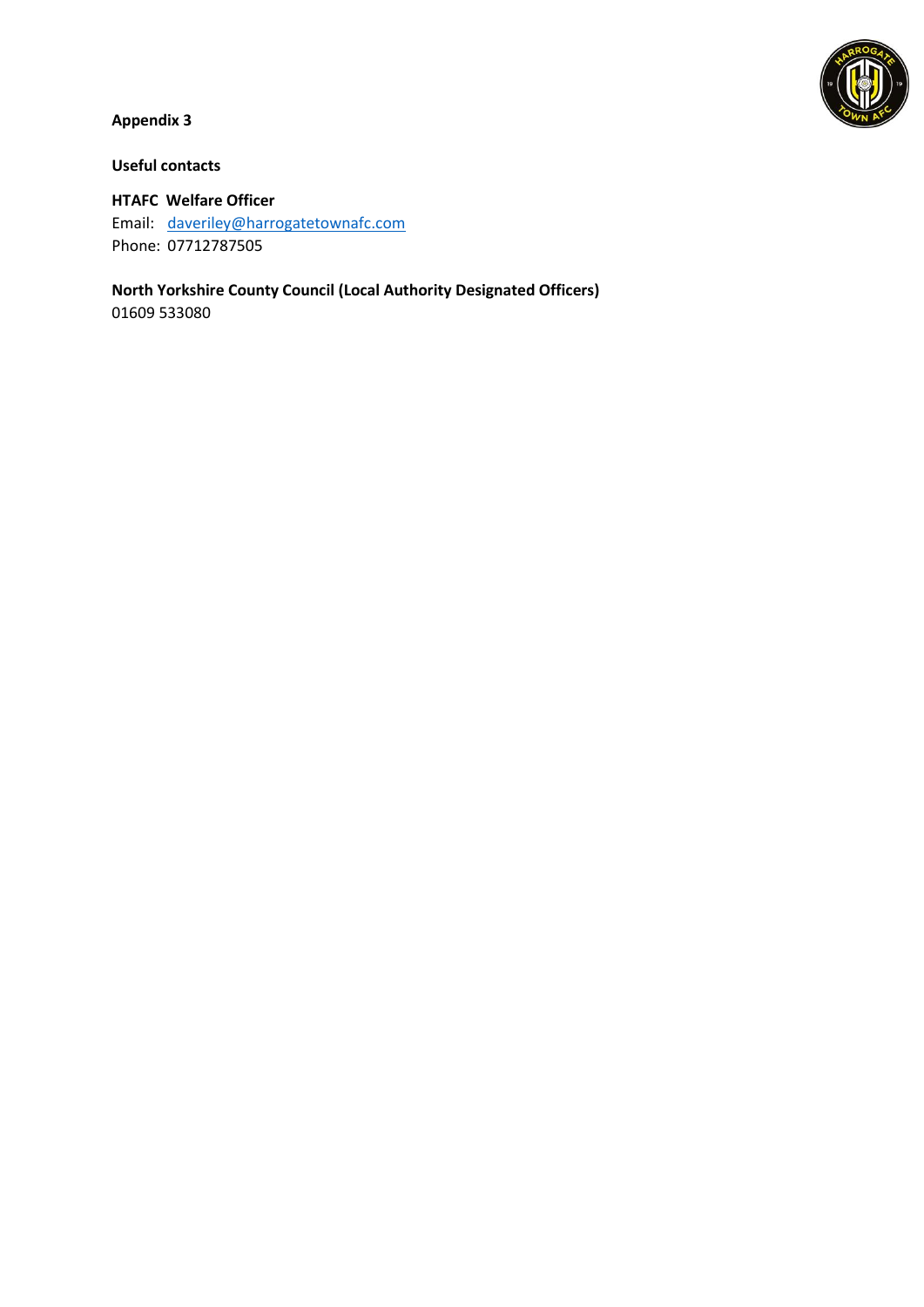**Appendix 3**

**Useful contacts**

**HTAFC Welfare Officer**
Email: daveriley@harrogatetownafc.com
Phone: 07712787505

**North Yorkshire County Council (Local Authority Designated Officers)**
01609 533080